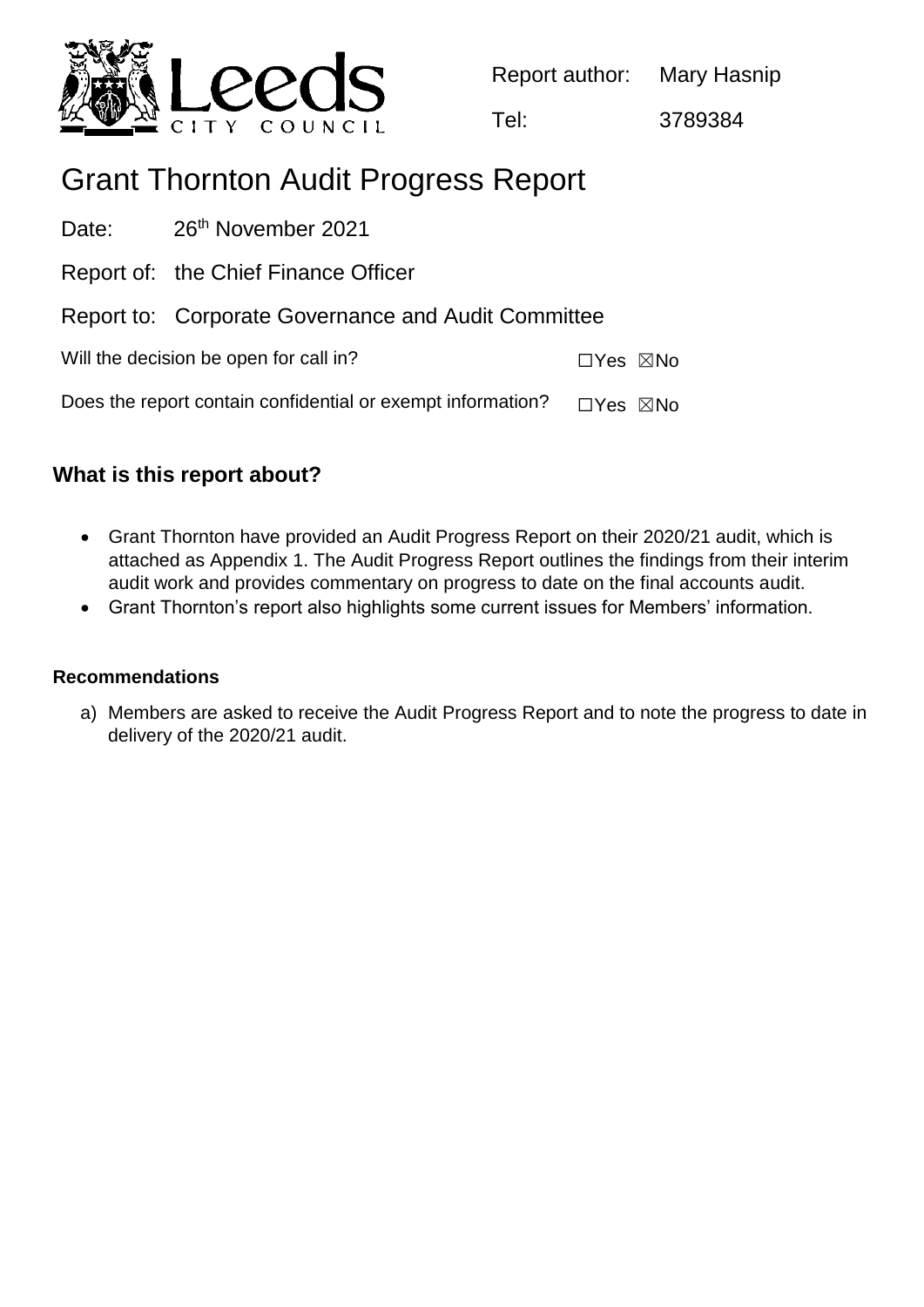Report author: Mary Hasnip

Tel: 3789384

# Grant Thornton Audit Progress Report

Date: 26th November 2021

Report of: the Chief Finance Officer

Report to: Corporate Governance and Audit Committee

Will the decision be open for call in? ☐Yes ☒No

Does the report contain confidential or exempt information? ☐Yes ☒No

## What is this report about?

- Grant Thornton have provided an Audit Progress Report on their 2020/21 audit, which is attached as Appendix 1. The Audit Progress Report outlines the findings from their interim audit work and provides commentary on progress to date on the final accounts audit.
- Grant Thornton's report also highlights some current issues for Members' information.

### Recommendations

a) Members are asked to receive the Audit Progress Report and to note the progress to date in delivery of the 2020/21 audit.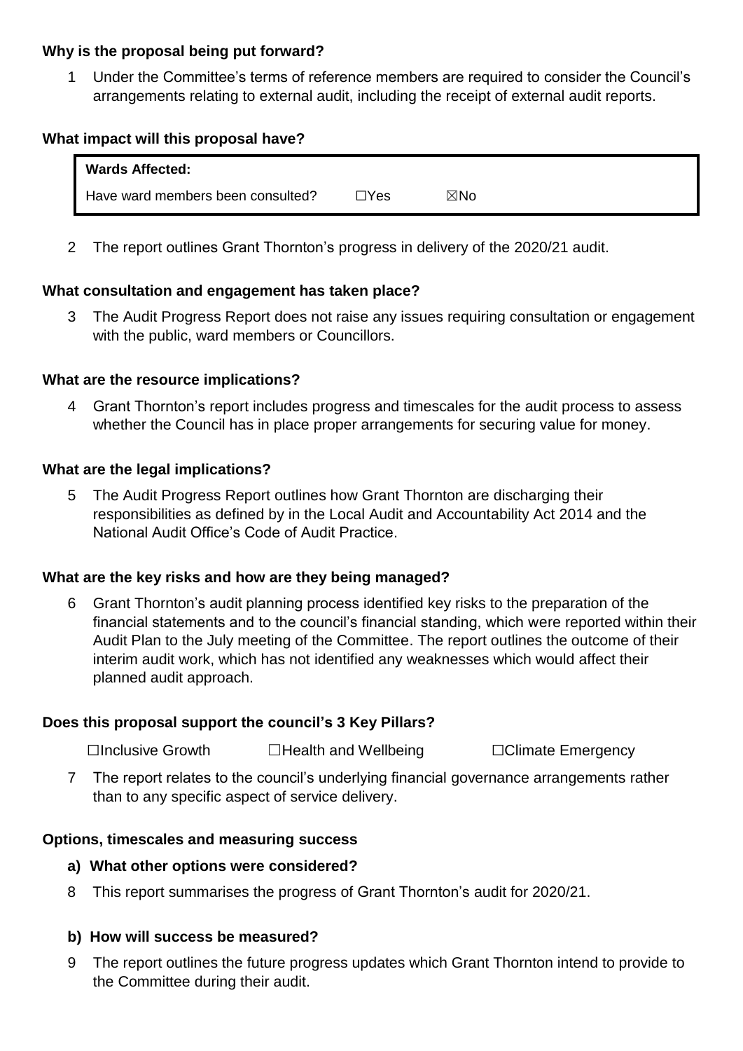**Why is the proposal being put forward?**

1 Under the Committee's terms of reference members are required to consider the Council's arrangements relating to external audit, including the receipt of external audit reports.

**What impact will this proposal have?**

| **Wards Affected:** | | |
|---|---|---|
| Have ward members been consulted? | ☐Yes | ☒No |

2 The report outlines Grant Thornton's progress in delivery of the 2020/21 audit.

**What consultation and engagement has taken place?**

3 The Audit Progress Report does not raise any issues requiring consultation or engagement with the public, ward members or Councillors.

**What are the resource implications?**

4 Grant Thornton's report includes progress and timescales for the audit process to assess whether the Council has in place proper arrangements for securing value for money.

**What are the legal implications?**

5 The Audit Progress Report outlines how Grant Thornton are discharging their responsibilities as defined by in the Local Audit and Accountability Act 2014 and the National Audit Office's Code of Audit Practice.

**What are the key risks and how are they being managed?**

6 Grant Thornton's audit planning process identified key risks to the preparation of the financial statements and to the council's financial standing, which were reported within their Audit Plan to the July meeting of the Committee. The report outlines the outcome of their interim audit work, which has not identified any weaknesses which would affect their planned audit approach.

**Does this proposal support the council's 3 Key Pillars?**

☐Inclusive Growth ☐Health and Wellbeing ☐Climate Emergency

7 The report relates to the council's underlying financial governance arrangements rather than to any specific aspect of service delivery.

**Options, timescales and measuring success**

**a) What other options were considered?**

8 This report summarises the progress of Grant Thornton's audit for 2020/21.

**b) How will success be measured?**

9 The report outlines the future progress updates which Grant Thornton intend to provide to the Committee during their audit.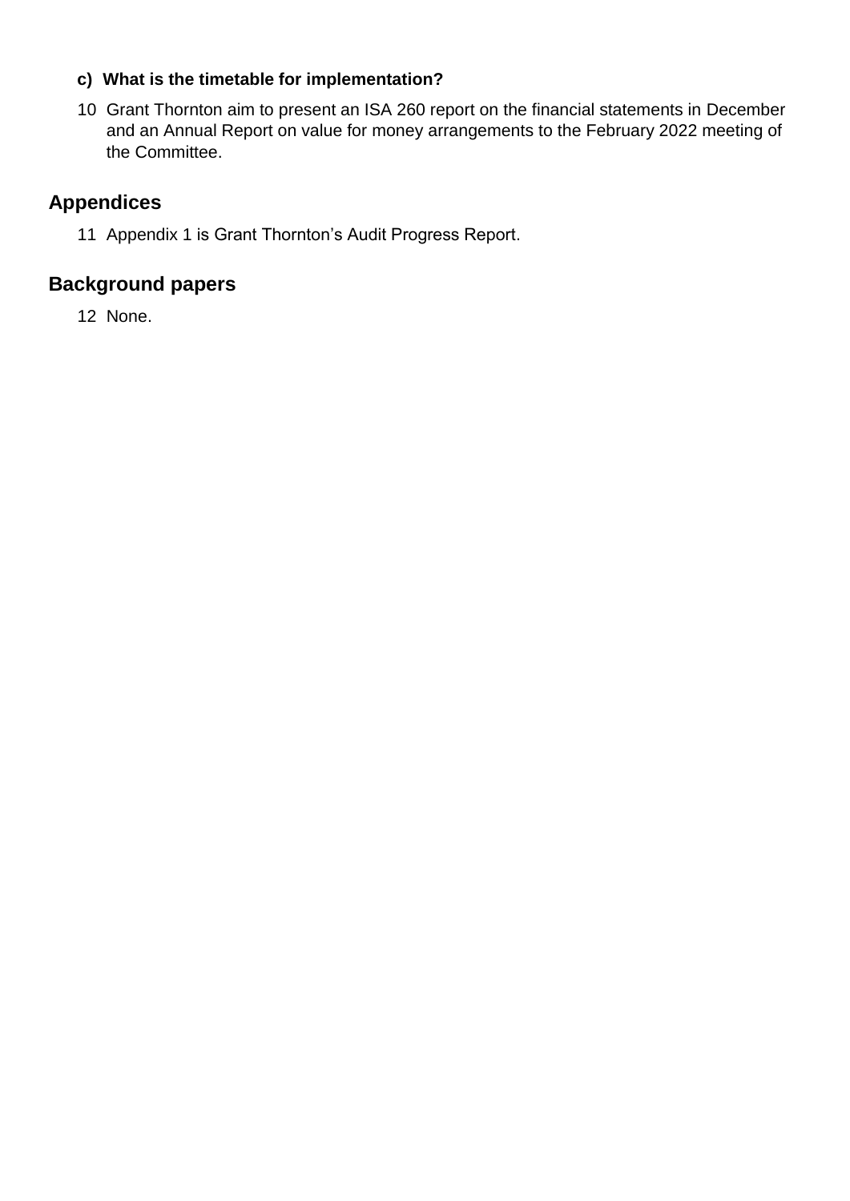#### c) What is the timetable for implementation?

10 Grant Thornton aim to present an ISA 260 report on the financial statements in December and an Annual Report on value for money arrangements to the February 2022 meeting of the Committee.

## Appendices

11 Appendix 1 is Grant Thornton's Audit Progress Report.

## Background papers

12 None.